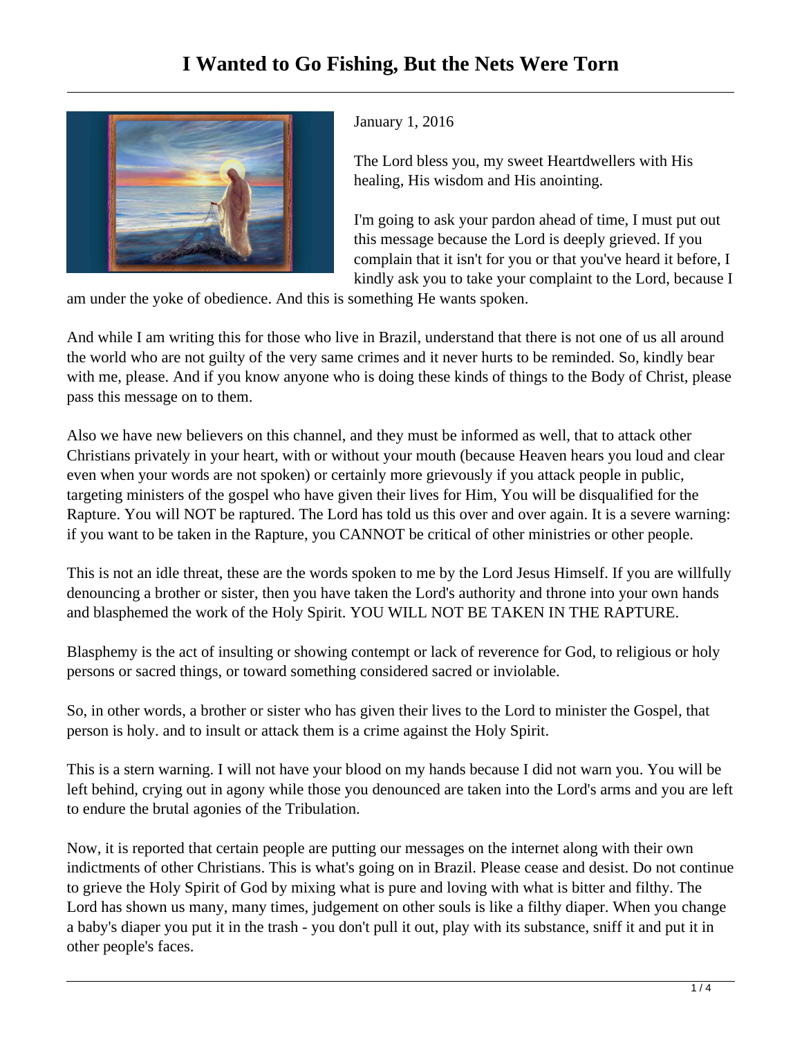# I Wanted to Go Fishing, But the Nets Were Torn

January 1, 2016

The Lord bless you, my sweet Heartdwellers with His healing, His wisdom and His anointing.

I'm going to ask your pardon ahead of time, I must put out this message because the Lord is deeply grieved. If you complain that it isn't for you or that you've heard it before, I kindly ask you to take your complaint to the Lord, because I am under the yoke of obedience. And this is something He wants spoken.

And while I am writing this for those who live in Brazil, understand that there is not one of us all around the world who are not guilty of the very same crimes and it never hurts to be reminded. So, kindly bear with me, please. And if you know anyone who is doing these kinds of things to the Body of Christ, please pass this message on to them.

Also we have new believers on this channel, and they must be informed as well, that to attack other Christians privately in your heart, with or without your mouth (because Heaven hears you loud and clear even when your words are not spoken) or certainly more grievously if you attack people in public, targeting ministers of the gospel who have given their lives for Him, You will be disqualified for the Rapture. You will NOT be raptured. The Lord has told us this over and over again. It is a severe warning: if you want to be taken in the Rapture, you CANNOT be critical of other ministries or other people.

This is not an idle threat, these are the words spoken to me by the Lord Jesus Himself. If you are willfully denouncing a brother or sister, then you have taken the Lord's authority and throne into your own hands and blasphemed the work of the Holy Spirit. YOU WILL NOT BE TAKEN IN THE RAPTURE.

Blasphemy is the act of insulting or showing contempt or lack of reverence for God, to religious or holy persons or sacred things, or toward something considered sacred or inviolable.

So, in other words, a brother or sister who has given their lives to the Lord to minister the Gospel, that person is holy. and to insult or attack them is a crime against the Holy Spirit.

This is a stern warning. I will not have your blood on my hands because I did not warn you. You will be left behind, crying out in agony while those you denounced are taken into the Lord's arms and you are left to endure the brutal agonies of the Tribulation.

Now, it is reported that certain people are putting our messages on the internet along with their own indictments of other Christians. This is what's going on in Brazil. Please cease and desist. Do not continue to grieve the Holy Spirit of God by mixing what is pure and loving with what is bitter and filthy. The Lord has shown us many, many times, judgement on other souls is like a filthy diaper. When you change a baby's diaper you put it in the trash - you don't pull it out, play with its substance, sniff it and put it in other people's faces.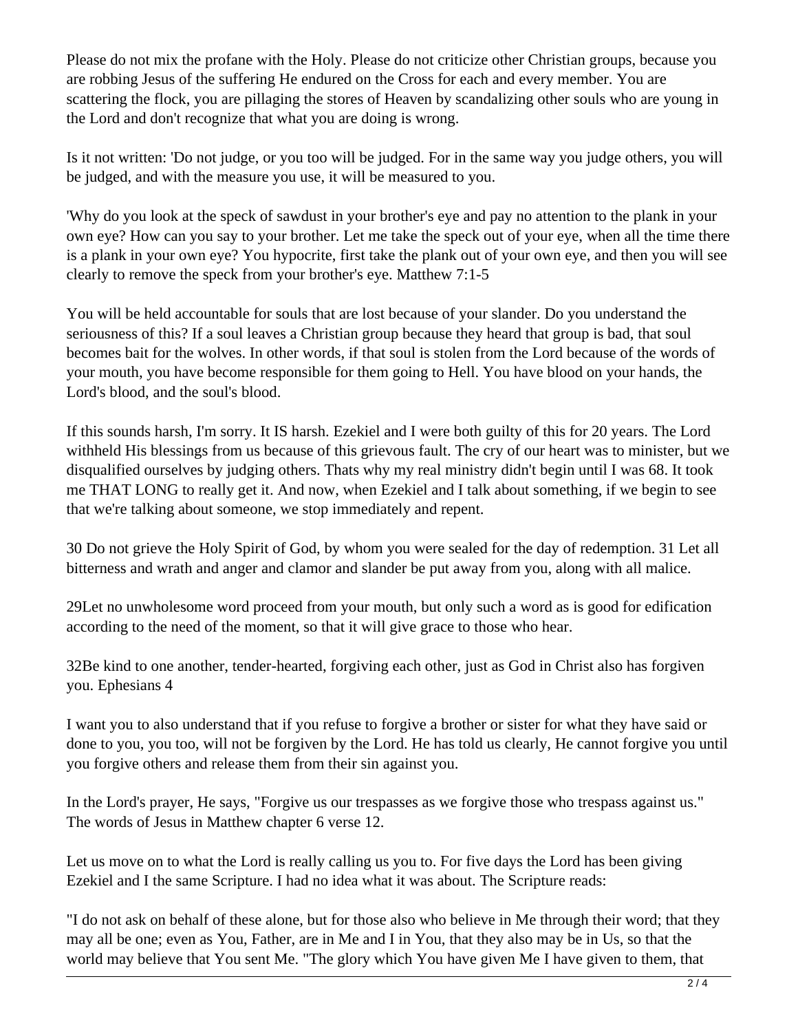Please do not mix the profane with the Holy. Please do not criticize other Christian groups, because you are robbing Jesus of the suffering He endured on the Cross for each and every member. You are scattering the flock, you are pillaging the stores of Heaven by scandalizing other souls who are young in the Lord and don't recognize that what you are doing is wrong.

Is it not written: 'Do not judge, or you too will be judged. For in the same way you judge others, you will be judged, and with the measure you use, it will be measured to you.

'Why do you look at the speck of sawdust in your brother's eye and pay no attention to the plank in your own eye? How can you say to your brother. Let me take the speck out of your eye, when all the time there is a plank in your own eye? You hypocrite, first take the plank out of your own eye, and then you will see clearly to remove the speck from your brother's eye. Matthew 7:1-5

You will be held accountable for souls that are lost because of your slander. Do you understand the seriousness of this? If a soul leaves a Christian group because they heard that group is bad, that soul becomes bait for the wolves. In other words, if that soul is stolen from the Lord because of the words of your mouth, you have become responsible for them going to Hell. You have blood on your hands, the Lord's blood, and the soul's blood.

If this sounds harsh, I'm sorry. It IS harsh. Ezekiel and I were both guilty of this for 20 years. The Lord withheld His blessings from us because of this grievous fault. The cry of our heart was to minister, but we disqualified ourselves by judging others. Thats why my real ministry didn't begin until I was 68. It took me THAT LONG to really get it. And now, when Ezekiel and I talk about something, if we begin to see that we're talking about someone, we stop immediately and repent.

30 Do not grieve the Holy Spirit of God, by whom you were sealed for the day of redemption. 31 Let all bitterness and wrath and anger and clamor and slander be put away from you, along with all malice.

29Let no unwholesome word proceed from your mouth, but only such a word as is good for edification according to the need of the moment, so that it will give grace to those who hear.

32Be kind to one another, tender-hearted, forgiving each other, just as God in Christ also has forgiven you. Ephesians 4

I want you to also understand that if you refuse to forgive a brother or sister for what they have said or done to you, you too, will not be forgiven by the Lord. He has told us clearly, He cannot forgive you until you forgive others and release them from their sin against you.

In the Lord's prayer, He says, "Forgive us our trespasses as we forgive those who trespass against us." The words of Jesus in Matthew chapter 6 verse 12.

Let us move on to what the Lord is really calling us you to. For five days the Lord has been giving Ezekiel and I the same Scripture. I had no idea what it was about. The Scripture reads:

"I do not ask on behalf of these alone, but for those also who believe in Me through their word; that they may all be one; even as You, Father, are in Me and I in You, that they also may be in Us, so that the world may believe that You sent Me. "The glory which You have given Me I have given to them, that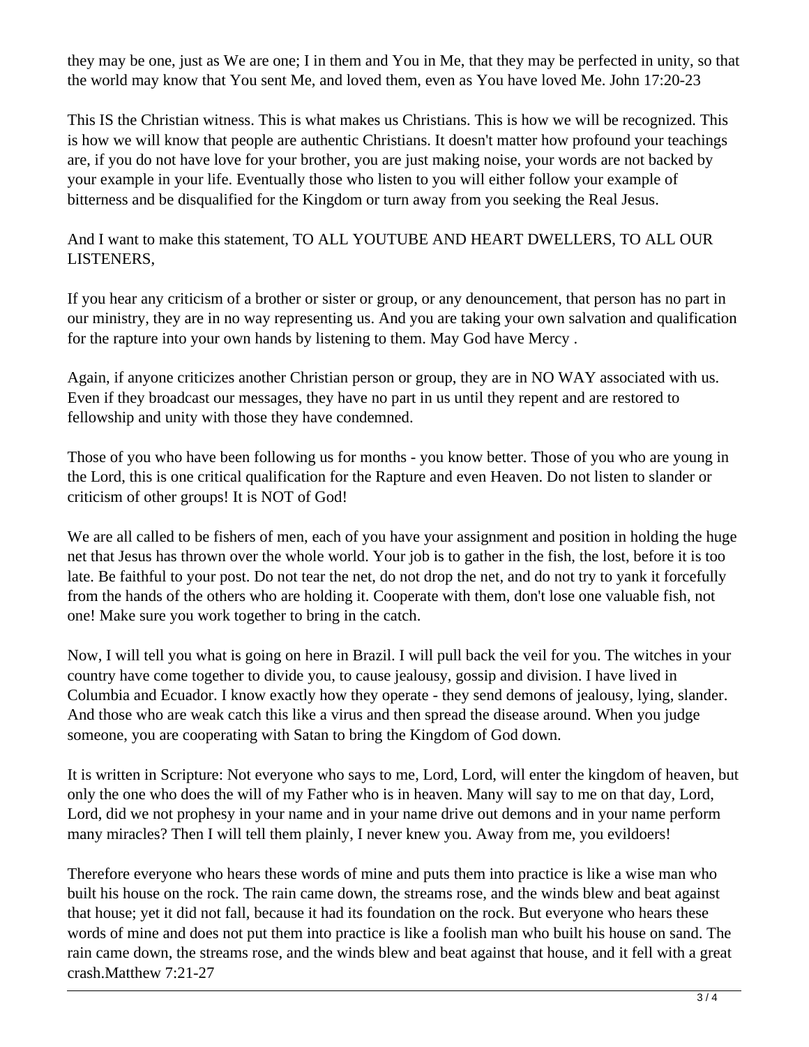they may be one, just as We are one; I in them and You in Me, that they may be perfected in unity, so that the world may know that You sent Me, and loved them, even as You have loved Me. John 17:20-23

This IS the Christian witness. This is what makes us Christians. This is how we will be recognized. This is how we will know that people are authentic Christians. It doesn't matter how profound your teachings are, if you do not have love for your brother, you are just making noise, your words are not backed by your example in your life. Eventually those who listen to you will either follow your example of bitterness and be disqualified for the Kingdom or turn away from you seeking the Real Jesus.

And I want to make this statement, TO ALL YOUTUBE AND HEART DWELLERS, TO ALL OUR LISTENERS,

If you hear any criticism of a brother or sister or group, or any denouncement, that person has no part in our ministry, they are in no way representing us. And you are taking your own salvation and qualification for the rapture into your own hands by listening to them. May God have Mercy .

Again, if anyone criticizes another Christian person or group, they are in NO WAY associated with us. Even if they broadcast our messages, they have no part in us until they repent and are restored to fellowship and unity with those they have condemned.

Those of you who have been following us for months - you know better. Those of you who are young in the Lord, this is one critical qualification for the Rapture and even Heaven. Do not listen to slander or criticism of other groups! It is NOT of God!

We are all called to be fishers of men, each of you have your assignment and position in holding the huge net that Jesus has thrown over the whole world. Your job is to gather in the fish, the lost, before it is too late. Be faithful to your post. Do not tear the net, do not drop the net, and do not try to yank it forcefully from the hands of the others who are holding it. Cooperate with them, don't lose one valuable fish, not one! Make sure you work together to bring in the catch.

Now, I will tell you what is going on here in Brazil. I will pull back the veil for you. The witches in your country have come together to divide you, to cause jealousy, gossip and division. I have lived in Columbia and Ecuador. I know exactly how they operate - they send demons of jealousy, lying, slander. And those who are weak catch this like a virus and then spread the disease around. When you judge someone, you are cooperating with Satan to bring the Kingdom of God down.

It is written in Scripture: Not everyone who says to me, Lord, Lord, will enter the kingdom of heaven, but only the one who does the will of my Father who is in heaven. Many will say to me on that day, Lord, Lord, did we not prophesy in your name and in your name drive out demons and in your name perform many miracles? Then I will tell them plainly, I never knew you. Away from me, you evildoers!

Therefore everyone who hears these words of mine and puts them into practice is like a wise man who built his house on the rock. The rain came down, the streams rose, and the winds blew and beat against that house; yet it did not fall, because it had its foundation on the rock. But everyone who hears these words of mine and does not put them into practice is like a foolish man who built his house on sand. The rain came down, the streams rose, and the winds blew and beat against that house, and it fell with a great crash.Matthew 7:21-27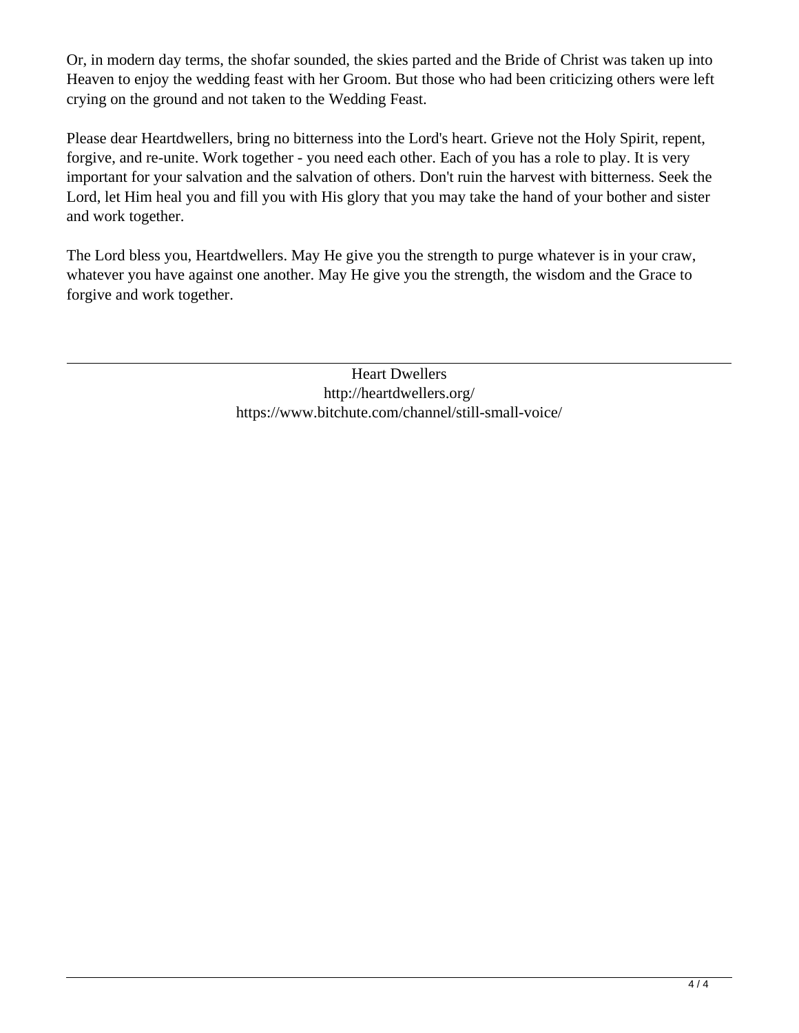Or, in modern day terms, the shofar sounded, the skies parted and the Bride of Christ was taken up into Heaven to enjoy the wedding feast with her Groom. But those who had been criticizing others were left crying on the ground and not taken to the Wedding Feast.

Please dear Heartdwellers, bring no bitterness into the Lord's heart. Grieve not the Holy Spirit, repent, forgive, and re-unite. Work together - you need each other. Each of you has a role to play. It is very important for your salvation and the salvation of others. Don't ruin the harvest with bitterness. Seek the Lord, let Him heal you and fill you with His glory that you may take the hand of your bother and sister and work together.

The Lord bless you, Heartdwellers. May He give you the strength to purge whatever is in your craw, whatever you have against one another. May He give you the strength, the wisdom and the Grace to forgive and work together.

---

Heart Dwellers
http://heartdwellers.org/
https://www.bitchute.com/channel/still-small-voice/